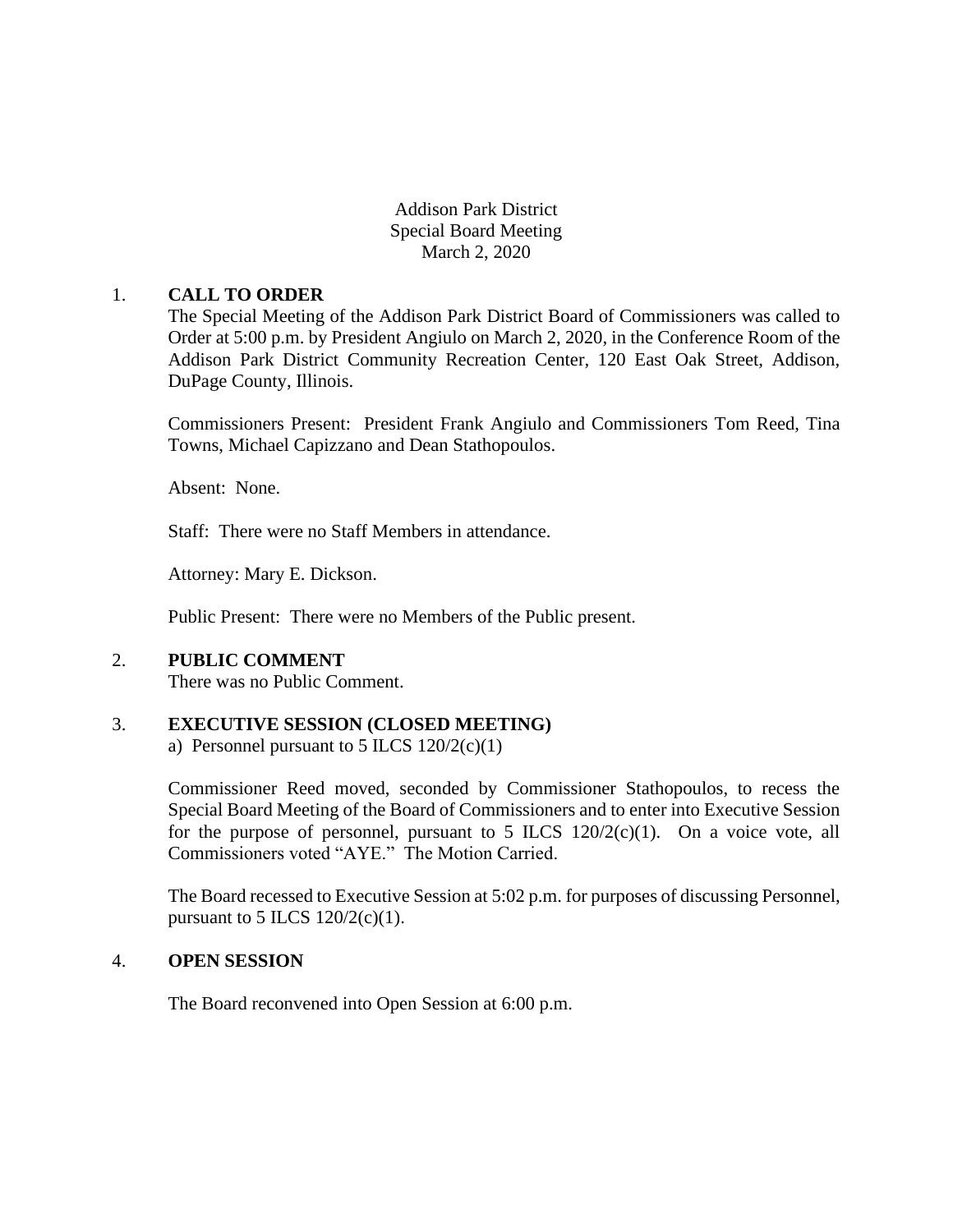Addison Park District
Special Board Meeting
March 2, 2020

1. **CALL TO ORDER**

The Special Meeting of the Addison Park District Board of Commissioners was called to Order at 5:00 p.m. by President Angiulo on March 2, 2020, in the Conference Room of the Addison Park District Community Recreation Center, 120 East Oak Street, Addison, DuPage County, Illinois.

Commissioners Present: President Frank Angiulo and Commissioners Tom Reed, Tina Towns, Michael Capizzano and Dean Stathopoulos.

Absent: None.

Staff: There were no Staff Members in attendance.

Attorney: Mary E. Dickson.

Public Present: There were no Members of the Public present.

2. **PUBLIC COMMENT**

There was no Public Comment.

3. **EXECUTIVE SESSION (CLOSED MEETING)**

a) Personnel pursuant to 5 ILCS 120/2(c)(1)

Commissioner Reed moved, seconded by Commissioner Stathopoulos, to recess the Special Board Meeting of the Board of Commissioners and to enter into Executive Session for the purpose of personnel, pursuant to 5 ILCS 120/2(c)(1). On a voice vote, all Commissioners voted "AYE." The Motion Carried.

The Board recessed to Executive Session at 5:02 p.m. for purposes of discussing Personnel, pursuant to 5 ILCS 120/2(c)(1).

4. **OPEN SESSION**

The Board reconvened into Open Session at 6:00 p.m.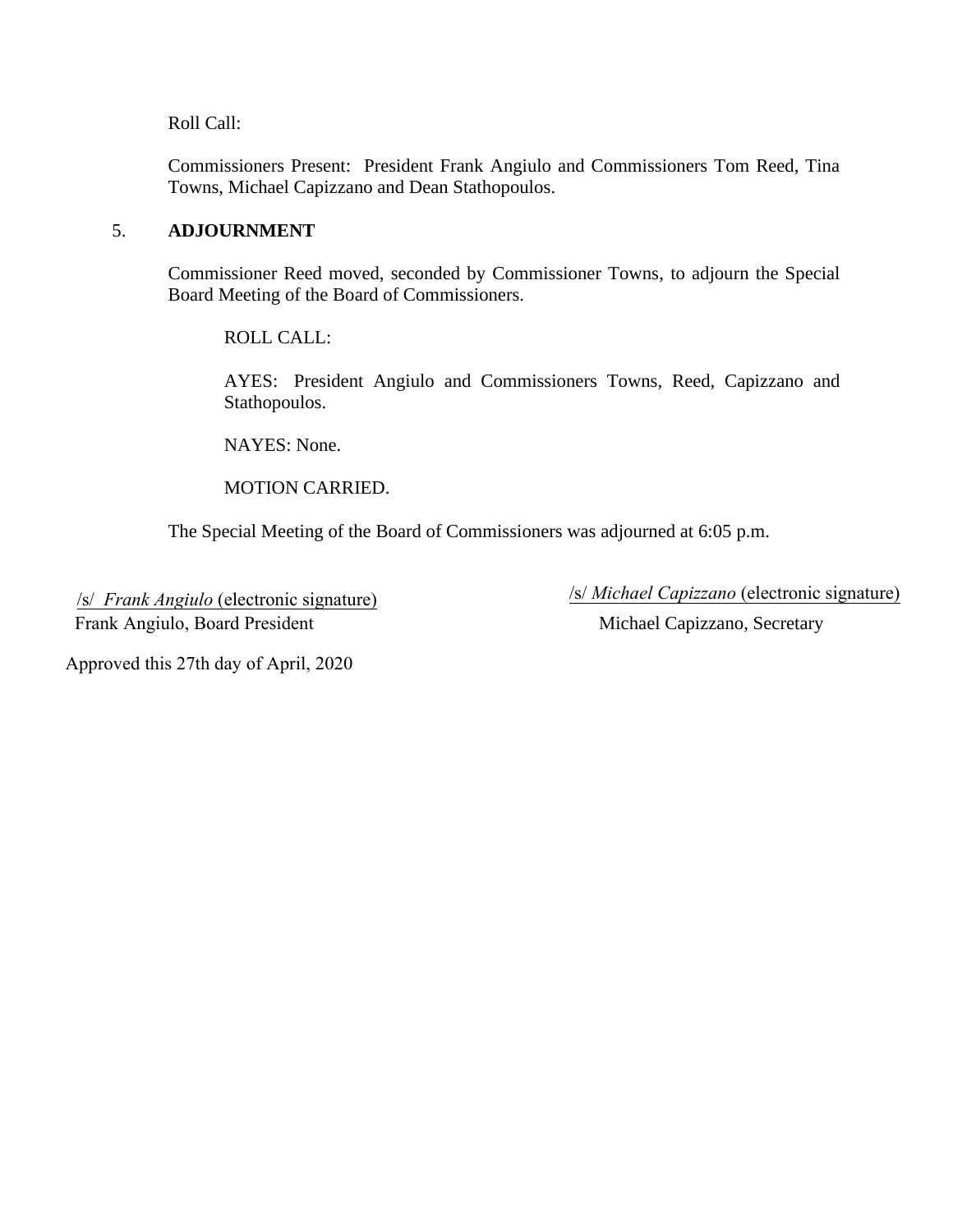Roll Call:

Commissioners Present: President Frank Angiulo and Commissioners Tom Reed, Tina Towns, Michael Capizzano and Dean Stathopoulos.

5. **ADJOURNMENT**

Commissioner Reed moved, seconded by Commissioner Towns, to adjourn the Special Board Meeting of the Board of Commissioners.

ROLL CALL:

AYES: President Angiulo and Commissioners Towns, Reed, Capizzano and Stathopoulos.

NAYES: None.

MOTION CARRIED.

The Special Meeting of the Board of Commissioners was adjourned at 6:05 p.m.

/s/ *Frank Angiulo* (electronic signature)
Frank Angiulo, Board President

/s/ *Michael Capizzano* (electronic signature)
Michael Capizzano, Secretary

Approved this 27th day of April, 2020